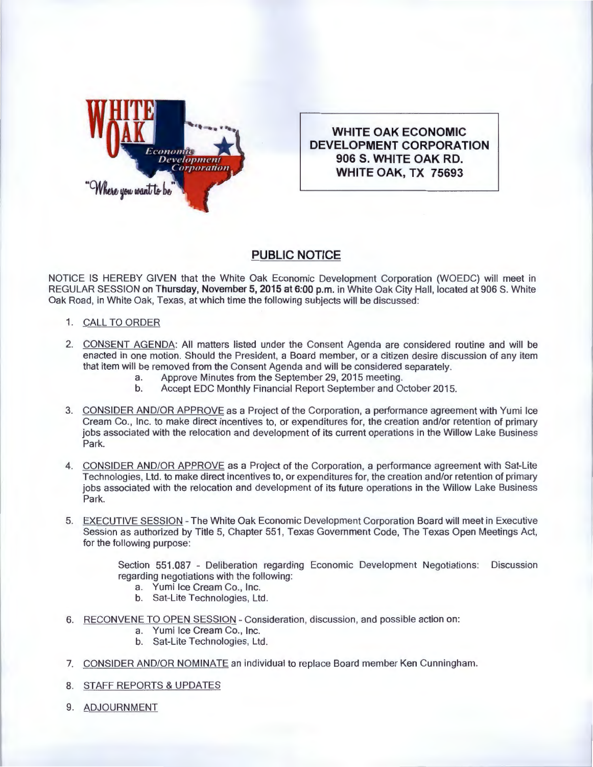**WHITE OAK ECONOMIC DEVELOPMENT CORPORATION**
**906 S. WHITE OAK RD.**
**WHITE OAK, TX 75693**

## PUBLIC NOTICE

NOTICE IS HEREBY GIVEN that the White Oak Economic Development Corporation (WOEDC) will meet in REGULAR SESSION on **Thursday, November 5, 2015 at 6:00 p.m.** in White Oak City Hall, located at 906 S. White Oak Road, in White Oak, Texas, at which time the following subjects will be discussed:

1. CALL TO ORDER

2. CONSENT AGENDA: All matters listed under the Consent Agenda are considered routine and will be enacted in one motion. Should the President, a Board member, or a citizen desire discussion of any item that item will be removed from the Consent Agenda and will be considered separately.
   a. Approve Minutes from the September 29, 2015 meeting.
   b. Accept EDC Monthly Financial Report September and October 2015.

3. CONSIDER AND/OR APPROVE as a Project of the Corporation, a performance agreement with Yumi Ice Cream Co., Inc. to make direct incentives to, or expenditures for, the creation and/or retention of primary jobs associated with the relocation and development of its current operations in the Willow Lake Business Park.

4. CONSIDER AND/OR APPROVE as a Project of the Corporation, a performance agreement with Sat-Lite Technologies, Ltd. to make direct incentives to, or expenditures for, the creation and/or retention of primary jobs associated with the relocation and development of its future operations in the Willow Lake Business Park.

5. EXECUTIVE SESSION - The White Oak Economic Development Corporation Board will meet in Executive Session as authorized by Title 5, Chapter 551, Texas Government Code, The Texas Open Meetings Act, for the following purpose:

   Section 551.087 - Deliberation regarding Economic Development Negotiations: Discussion regarding negotiations with the following:
   a. Yumi Ice Cream Co., Inc.
   b. Sat-Lite Technologies, Ltd.

6. RECONVENE TO OPEN SESSION - Consideration, discussion, and possible action on:
   a. Yumi Ice Cream Co., Inc.
   b. Sat-Lite Technologies, Ltd.

7. CONSIDER AND/OR NOMINATE an individual to replace Board member Ken Cunningham.

8. STAFF REPORTS & UPDATES

9. ADJOURNMENT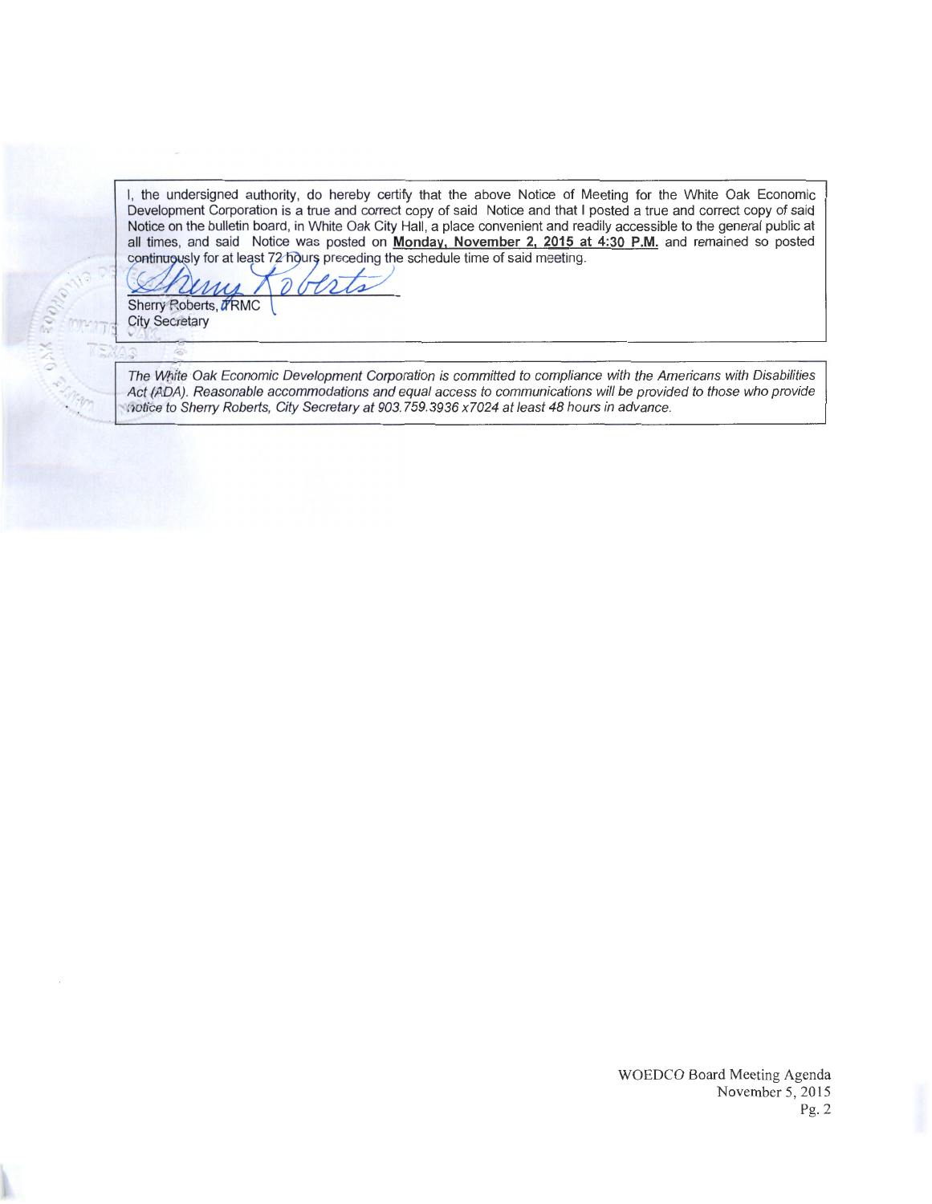I, the undersigned authority, do hereby certify that the above Notice of Meeting for the White Oak Economic Development Corporation is a true and correct copy of said Notice and that I posted a true and correct copy of said Notice on the bulletin board, in White Oak City Hall, a place convenient and readily accessible to the general public at all times, and said Notice was posted on **Monday, November 2, 2015 at 4:30 P.M.** and remained so posted continuously for at least 72 hours preceding the schedule time of said meeting.

Sherry Roberts, TRMC
City Secretary

*The White Oak Economic Development Corporation is committed to compliance with the Americans with Disabilities Act (ADA). Reasonable accommodations and equal access to communications will be provided to those who provide notice to Sherry Roberts, City Secretary at 903.759.3936 x7024 at least 48 hours in advance.*